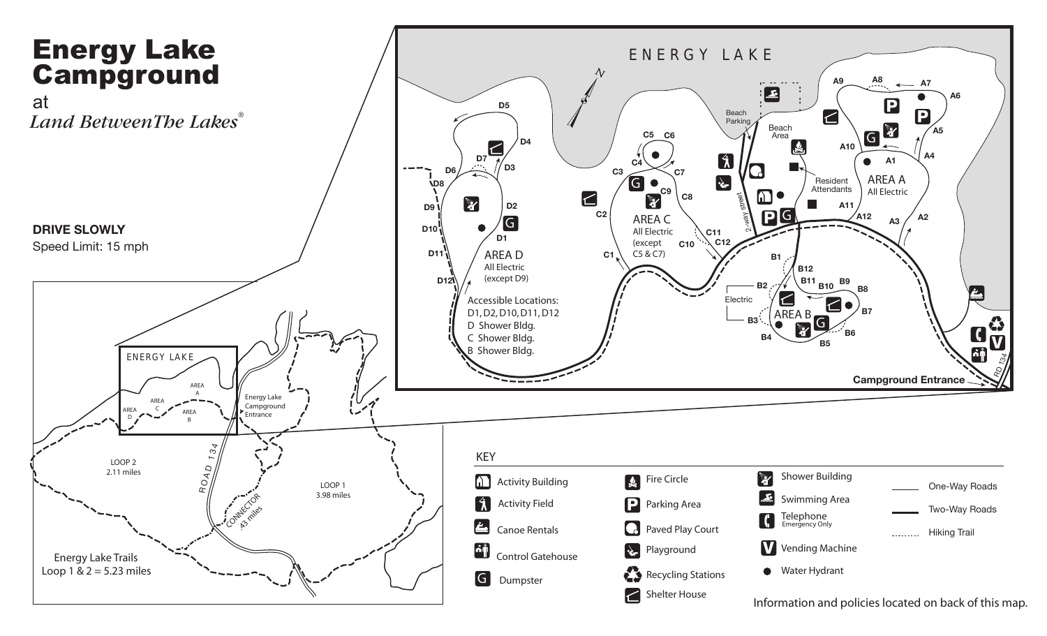# Energy Lake Campground

at

*Land Between The Lakes®*

**DRIVE SLOWLY**

Speed Limit: 15 mph

ENERGY LAKE

AREA A
All Electric

AREA B

Electric

AREA C
All Electric
(except C5 & C7)

AREA D
All Electric
(except D9)

Accessible Locations:
D1, D2, D10, D11, D12
D Shower Bldg.
C Shower Bldg.
B Shower Bldg.

Beach Parking

Beach Area

Resident Attendants

2-way street

Campground Entrance

RD 134

Energy Lake Campground Entrance

ROAD 134

CONNECTOR .43 miles

LOOP 1
3.98 miles

LOOP 2
2.11 miles

Energy Lake Trails
Loop 1 & 2 = 5.23 miles

## KEY

- Activity Building
- Activity Field
- Canoe Rentals
- Control Gatehouse
- Dumpster
- Fire Circle
- Parking Area
- Paved Play Court
- Playground
- Recycling Stations
- Shelter House
- Shower Building
- Swimming Area
- Telephone (Emergency Only)
- Vending Machine
- Water Hydrant
- One-Way Roads
- Two-Way Roads
- Hiking Trail

Information and policies located on back of this map.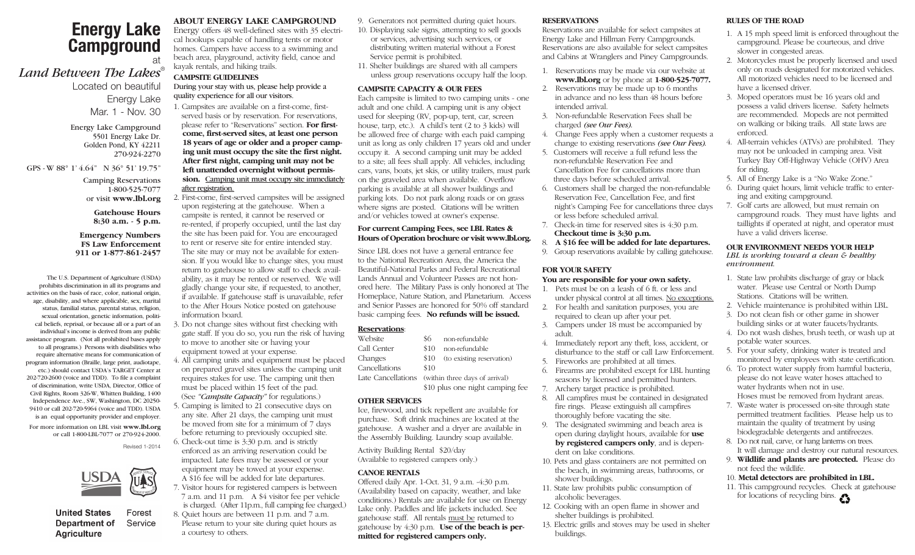# Energy Lake Campground

at

*Land Between The Lakes*®

Located on beautiful Energy Lake

Mar. 1 - Nov. 30

Energy Lake Campground
5501 Energy Lake Dr.
Golden Pond, KY 42211
270-924-2270

GPS - W 88° 1' 4.64" N 36° 51' 19.75"

Camping Reservations
1-800-525-7077
or visit **www.lbl.org**

**Gatehouse Hours**
**8:30 a.m. - 5 p.m.**

**Emergency Numbers**
**FS Law Enforcement**
**911 or 1-877-861-2457**

The U.S. Department of Agriculture (USDA) prohibits discrimination in all its programs and activities on the basis of race, color, national origin, age, disability, and where applicable, sex, marital status, familial status, parental status, religion, sexual orientation, genetic information, political beliefs, reprisal, or because all or a part of an individual's income is derived from any public assistance program. (Not all prohibited bases apply to all programs.) Persons with disabilities who require alternative means for communication of program information (Braille, large print, audiotape, etc.) should contact USDA's TARGET Center at 202-720-2600 (voice and TDD). To file a complaint of discrimination, write USDA, Director, Office of Civil Rights, Room 326-W, Whitten Building, 1400 Independence Ave., SW, Washington, DC 20250-9410 or call 202-720-5964 (voice and TDD). USDA is an equal opportunity provider and employer.

For more information on LBL visit **www.lbl.org** or call 1-800-LBL-7077 or 270-924-2000.

Revised 1-2014

United States Department of Agriculture — Forest Service

## ABOUT ENERGY LAKE CAMPGROUND

Energy offers 48 well-defined sites with 35 electrical hookups capable of handling tents or motor homes. Campers have access to a swimming and beach area, playground, activity field, canoe and kayak rentals, and hiking trails.

## CAMPSITE GUIDELINES

**During your stay with us, please help provide a quality experience for all our visitors.**

1. Campsites are available on a first-come, first-served basis or by reservation. For reservations, please refer to "Reservations" section. **For first-come, first-served sites, at least one person 18 years of age or older and a proper camping unit must occupy the site the first night. After first night, camping unit may not be left unattended overnight without permission.** Camping unit must occupy site immediately after registration.
2. First-come, first-served campsites will be assigned upon registering at the gatehouse. When a campsite is rented, it cannot be reserved or re-rented, if properly occupied, until the last day the site has been paid for. You are encouraged to rent or reserve site for entire intended stay. The site may or may not be available for extension. If you would like to change sites, you must return to gatehouse to allow staff to check availability, as it may be rented or reserved. We will gladly change your site, if requested, to another, if available. If gatehouse staff is unavailable, refer to the After Hours Notice posted on gatehouse information board.
3. Do not change sites without first checking with gate staff. If you do so, you run the risk of having to move to another site or having your equipment towed at your expense.
4. All camping units and equipment must be placed on prepared gravel sites unless the camping unit requires stakes for use. The camping unit then must be placed within 15 feet of the pad. (See *"Campsite Capacity"* for regulations.)
5. Camping is limited to 21 consecutive days on any site. After 21 days, the camping unit must be moved from site for a minimum of 7 days before returning to previously occupied site.
6. Check-out time is 3:30 p.m. and is strictly enforced as an arriving reservation could be impacted. Late fees may be assessed or your equipment may be towed at your expense. A $16 fee will be added for late departures.
7. Visitor hours for registered campers is between 7 a.m. and 11 p.m. A $4 visitor fee per vehicle is charged. (After 11p.m., full camping fee charged.)
8. Quiet hours are between 11 p.m. and 7 a.m. Please return to your site during quiet hours as a courtesy to others.
9. Generators not permitted during quiet hours.
10. Displaying sale signs, attempting to sell goods or services, advertising such services, or distributing written material without a Forest Service permit is prohibited.
11. Shelter buildings are shared with all campers unless group reservations occupy half the loop.

## CAMPSITE CAPACITY & OUR FEES

Each campsite is limited to two camping units - one adult and one child. A camping unit is any object used for sleeping (RV, pop-up, tent, car, screen house, tarp, etc.). A child's tent (2 to 3 kids) will be allowed free of charge with each paid camping unit as long as only children 17 years old and under occupy it. A second camping unit may be added to a site; all fees shall apply. All vehicles, including cars, vans, boats, jet skis, or utility trailers, must park on the graveled area when available. Overflow parking is available at all shower buildings and parking lots. Do not park along roads or on grass where signs are posted. Citations will be written and/or vehicles towed at owner's expense.

**For current Camping Fees, see LBL Rates & Hours of Operation brochure or visit www.lbl.org.**

Since LBL does not have a general entrance fee to the National Recreation Area, the America the Beautiful-National Parks and Federal Recreational Lands Annual and Volunteer Passes are not honored here. The Military Pass is only honored at The Homeplace, Nature Station, and Planetarium. Access and Senior Passes are honored for 50% off standard basic camping fees. **No refunds will be issued.**

**Reservations**:

| | | |
|---|---|---|
| Website | $6 | non-refundable |
| Call Center | $10 | non-refundable |
| Changes | $10 | (to existing reservation) |
| Cancellations | $10 | |
| Late Cancellations | | (within three days of arrival) $10 plus one night camping fee |

## OTHER SERVICES

Ice, firewood, and tick repellent are available for purchase. Soft drink machines are located at the gatehouse. A washer and a dryer are available in the Assembly Building. Laundry soap available.

Activity Building Rental $20/day
(Available to registered campers only.)

## CANOE RENTALS

Offered daily Apr. 1-Oct. 31, 9 a.m. -4:30 p.m. (Availability based on capacity, weather, and lake conditions.) Rentals are available for use on Energy Lake only. Paddles and life jackets included. See gatehouse staff. All rentals must be returned to gatehouse by 4:30 p.m. **Use of the beach is permitted for registered campers only.**

## RESERVATIONS

Reservations are available for select campsites at Energy Lake and Hillman Ferry Campgrounds. Reservations are also available for select campsites and Cabins at Wranglers and Piney Campgrounds.

1. Reservations may be made via our website at **www.lbl.org** or by phone at **1-800-525-7077.**
2. Reservations may be made up to 6 months in advance and no less than 48 hours before intended arrival.
3. Non-refundable Reservation Fees shall be charged *(see Our Fees).*
4. Change Fees apply when a customer requests a change to existing reservations *(see Our Fees).*
5. Customers will receive a full refund less the non-refundable Reservation Fee and Cancellation Fee for cancellations more than three days before scheduled arrival.
6. Customers shall be charged the non-refundable Reservation Fee, Cancellation Fee, and first night's Camping Fee for cancellations three days or less before scheduled arrival.
7. Check-in time for reserved sites is 4:30 p.m. **Checkout time is 3:30 p.m.**
8. **A $16 fee will be added for late departures.**
9. Group reservations available by calling gatehouse.

## FOR YOUR SAFETY

**You are responsible for your own safety.**

1. Pets must be on a leash of 6 ft. or less and under physical control at all times. No exceptions.
2. For health and sanitation purposes, you are required to clean up after your pet.
3. Campers under 18 must be accompanied by adult.
4. Immediately report any theft, loss, accident, or disturbance to the staff or call Law Enforcement.
5. Fireworks are prohibited at all times.
6. Firearms are prohibited except for LBL hunting seasons by licensed and permitted hunters.
7. Archery target practice is prohibited.
8. All campfires must be contained in designated fire rings. Please extinguish all campfires thoroughly before vacating the site.
9. The designated swimming and beach area is open during daylight hours, available for **use by registered campers only**, and is dependent on lake conditions.
10. Pets and glass containers are not permitted on the beach, in swimming areas, bathrooms, or shower buildings.
11. State law prohibits public consumption of alcoholic beverages.
12. Cooking with an open flame in shower and shelter buildings is prohibited.
13. Electric grills and stoves may be used in shelter buildings.

## RULES OF THE ROAD

1. A 15 mph speed limit is enforced throughout the campground. Please be courteous, and drive slower in congested areas.
2. Motorcycles must be properly licensed and used only on roads designated for motorized vehicles. All motorized vehicles need to be licensed and have a licensed driver.
3. Moped operators must be 16 years old and possess a valid drivers license. Safety helmets are recommended. Mopeds are not permitted on walking or biking trails. All state laws are enforced.
4. All-terrain vehicles (ATVs) are prohibited. They may not be unloaded in camping area. Visit Turkey Bay Off-Highway Vehicle (OHV) Area for riding.
5. All of Energy Lake is a "No Wake Zone."
6. During quiet hours, limit vehicle traffic to entering and exiting campground.
7. Golf carts are allowed, but must remain on campground roads. They must have lights and taillights if operated at night, and operator must have a valid drivers license.

## OUR ENVIRONMENT NEEDS YOUR HELP

*LBL is working toward a clean & healthy environment.*

1. State law prohibits discharge of gray or black water. Please use Central or North Dump Stations. Citations will be written.
2. Vehicle maintenance is prohibited within LBL.
3. Do not clean fish or other game in shower building sinks or at water faucets/hydrants.
4. Do not wash dishes, brush teeth, or wash up at potable water sources.
5. For your safety, drinking water is treated and monitored by employees with state certification.
6. To protect water supply from harmful bacteria, please do not leave water hoses attached to water hydrants when not in use. Hoses must be removed from hydrant areas.
7. Waste water is processed on-site through state permitted treatment facilities. Please help us to maintain the quality of treatment by using biodegradable detergents and antifreezes.
8. Do not nail, carve, or hang lanterns on trees. It will damage and destroy our natural resources.
9. **Wildlife and plants are protected.** Please do not feed the wildlife.
10. **Metal detectors are prohibited in LBL.**
11. This campground recycles. Check at gatehouse for locations of recycling bins. ♻